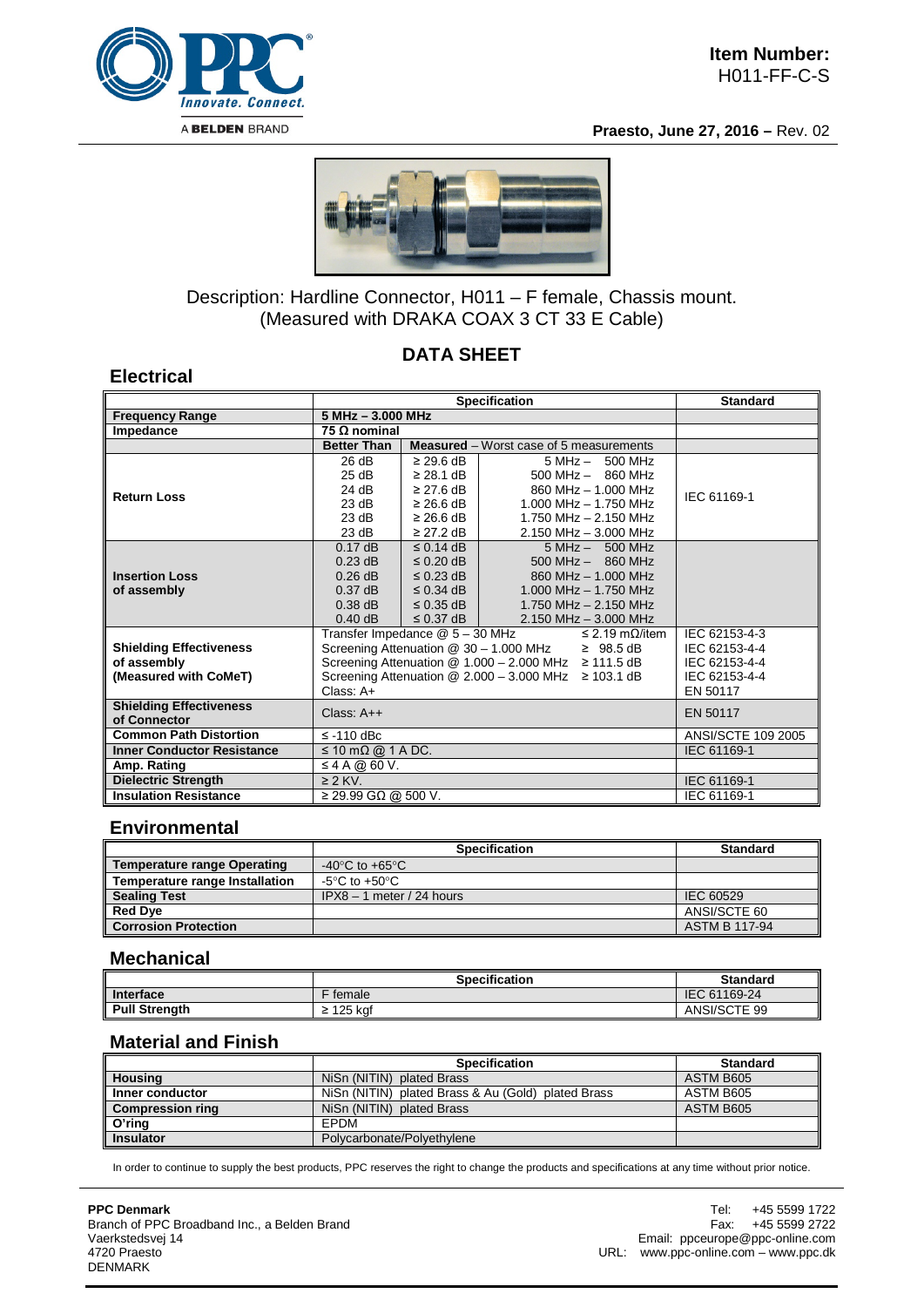**Item Number:**
H011-FF-C-S

**Praesto, June 27, 2016 –** Rev. 02

Description: Hardline Connector, H011 – F female, Chassis mount.
(Measured with DRAKA COAX 3 CT 33 E Cable)

# DATA SHEET

## Electrical

| | Specification | | | Standard |
|---|---|---|---|---|
| **Frequency Range** | **5 MHz – 3.000 MHz** | | | |
| **Impedance** | **75 Ω nominal** | | | |
| | **Better Than** | **Measured** – Worst case of 5 measurements | | |
| **Return Loss** | 26 dB | ≥ 29.6 dB | 5 MHz – 500 MHz | IEC 61169-1 |
| | 25 dB | ≥ 28.1 dB | 500 MHz – 860 MHz | |
| | 24 dB | ≥ 27.6 dB | 860 MHz – 1.000 MHz | |
| | 23 dB | ≥ 26.6 dB | 1.000 MHz – 1.750 MHz | |
| | 23 dB | ≥ 26.6 dB | 1.750 MHz – 2.150 MHz | |
| | 23 dB | ≥ 27.2 dB | 2.150 MHz – 3.000 MHz | |
| **Insertion Loss of assembly** | 0.17 dB | ≤ 0.14 dB | 5 MHz – 500 MHz | |
| | 0.23 dB | ≤ 0.20 dB | 500 MHz – 860 MHz | |
| | 0.26 dB | ≤ 0.23 dB | 860 MHz – 1.000 MHz | |
| | 0.37 dB | ≤ 0.34 dB | 1.000 MHz – 1.750 MHz | |
| | 0.38 dB | ≤ 0.35 dB | 1.750 MHz – 2.150 MHz | |
| | 0.40 dB | ≤ 0.37 dB | 2.150 MHz – 3.000 MHz | |
| **Shielding Effectiveness of assembly (Measured with CoMeT)** | Transfer Impedance @ 5 – 30 MHz ≤ 2.19 mΩ/item | | | IEC 62153-4-3 |
| | Screening Attenuation @ 30 – 1.000 MHz ≥ 98.5 dB | | | IEC 62153-4-4 |
| | Screening Attenuation @ 1.000 – 2.000 MHz ≥ 111.5 dB | | | IEC 62153-4-4 |
| | Screening Attenuation @ 2.000 – 3.000 MHz ≥ 103.1 dB | | | IEC 62153-4-4 |
| | Class: A+ | | | EN 50117 |
| **Shielding Effectiveness of Connector** | Class: A++ | | | EN 50117 |
| **Common Path Distortion** | ≤ -110 dBc | | | ANSI/SCTE 109 2005 |
| **Inner Conductor Resistance** | ≤ 10 mΩ @ 1 A DC. | | | IEC 61169-1 |
| **Amp. Rating** | ≤ 4 A @ 60 V. | | | |
| **Dielectric Strength** | ≥ 2 KV. | | | IEC 61169-1 |
| **Insulation Resistance** | ≥ 29.99 GΩ @ 500 V. | | | IEC 61169-1 |

## Environmental

| | Specification | Standard |
|---|---|---|
| **Temperature range Operating** | -40°C to +65°C | |
| **Temperature range Installation** | -5°C to +50°C | |
| **Sealing Test** | IPX8 – 1 meter / 24 hours | IEC 60529 |
| **Red Dye** | | ANSI/SCTE 60 |
| **Corrosion Protection** | | ASTM B 117-94 |

## Mechanical

| | Specification | Standard |
|---|---|---|
| **Interface** | F female | IEC 61169-24 |
| **Pull Strength** | ≥ 125 kgf | ANSI/SCTE 99 |

## Material and Finish

| | Specification | Standard |
|---|---|---|
| **Housing** | NiSn (NITIN) plated Brass | ASTM B605 |
| **Inner conductor** | NiSn (NITIN) plated Brass & Au (Gold) plated Brass | ASTM B605 |
| **Compression ring** | NiSn (NITIN) plated Brass | ASTM B605 |
| **O'ring** | EPDM | |
| **Insulator** | Polycarbonate/Polyethylene | |

In order to continue to supply the best products, PPC reserves the right to change the products and specifications at any time without prior notice.

**PPC Denmark**
Branch of PPC Broadband Inc., a Belden Brand
Vaerkstedsvej 14
4720 Praesto
DENMARK

Tel: +45 5599 1722
Fax: +45 5599 2722
Email: ppceurope@ppc-online.com
URL: www.ppc-online.com – www.ppc.dk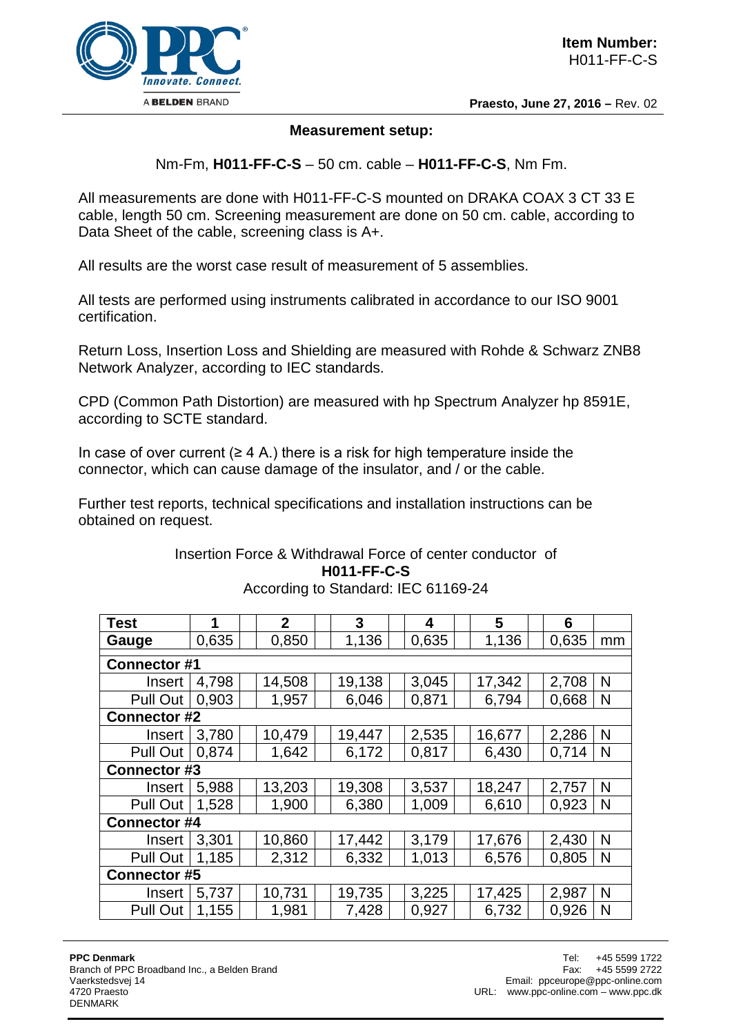**Item Number:**
H011-FF-C-S

**Praesto, June 27, 2016 –** Rev. 02

## Measurement setup:

Nm-Fm, **H011-FF-C-S** – 50 cm. cable – **H011-FF-C-S**, Nm Fm.

All measurements are done with H011-FF-C-S mounted on DRAKA COAX 3 CT 33 E cable, length 50 cm. Screening measurement are done on 50 cm. cable, according to Data Sheet of the cable, screening class is A+.

All results are the worst case result of measurement of 5 assemblies.

All tests are performed using instruments calibrated in accordance to our ISO 9001 certification.

Return Loss, Insertion Loss and Shielding are measured with Rohde & Schwarz ZNB8 Network Analyzer, according to IEC standards.

CPD (Common Path Distortion) are measured with hp Spectrum Analyzer hp 8591E, according to SCTE standard.

In case of over current (≥ 4 A.) there is a risk for high temperature inside the connector, which can cause damage of the insulator, and / or the cable.

Further test reports, technical specifications and installation instructions can be obtained on request.

Insertion Force & Withdrawal Force of center conductor of
**H011-FF-C-S**
According to Standard: IEC 61169-24

| **Test** | **1** | **2** | **3** | **4** | **5** | **6** | |
|---|---|---|---|---|---|---|---|
| **Gauge** | 0,635 | 0,850 | 1,136 | 0,635 | 1,136 | 0,635 | mm |
| **Connector #1** | | | | | | | |
| Insert | 4,798 | 14,508 | 19,138 | 3,045 | 17,342 | 2,708 | N |
| Pull Out | 0,903 | 1,957 | 6,046 | 0,871 | 6,794 | 0,668 | N |
| **Connector #2** | | | | | | | |
| Insert | 3,780 | 10,479 | 19,447 | 2,535 | 16,677 | 2,286 | N |
| Pull Out | 0,874 | 1,642 | 6,172 | 0,817 | 6,430 | 0,714 | N |
| **Connector #3** | | | | | | | |
| Insert | 5,988 | 13,203 | 19,308 | 3,537 | 18,247 | 2,757 | N |
| Pull Out | 1,528 | 1,900 | 6,380 | 1,009 | 6,610 | 0,923 | N |
| **Connector #4** | | | | | | | |
| Insert | 3,301 | 10,860 | 17,442 | 3,179 | 17,676 | 2,430 | N |
| Pull Out | 1,185 | 2,312 | 6,332 | 1,013 | 6,576 | 0,805 | N |
| **Connector #5** | | | | | | | |
| Insert | 5,737 | 10,731 | 19,735 | 3,225 | 17,425 | 2,987 | N |
| Pull Out | 1,155 | 1,981 | 7,428 | 0,927 | 6,732 | 0,926 | N |